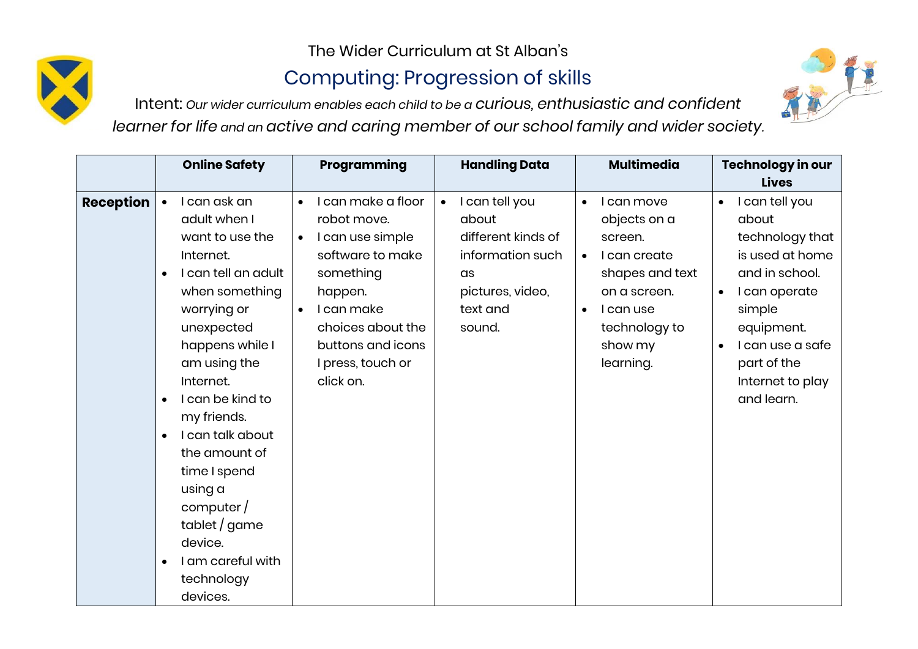The Wider Curriculum at St Alban's

# Computing: Progression of skills

Intent: *Our wider curriculum enables each child to be a curious, enthusiastic and confident learner for life and an active and caring member of our school family and wider society.*

| | Online Safety | Programming | Handling Data | Multimedia | Technology in our Lives |
|---|---|---|---|---|---|
| **Reception** | • I can ask an adult when I want to use the Internet.<br>• I can tell an adult when something worrying or unexpected happens while I am using the Internet.<br>• I can be kind to my friends.<br>• I can talk about the amount of time I spend using a computer / tablet / game device.<br>• I am careful with technology devices. | • I can make a floor robot move.<br>• I can use simple software to make something happen.<br>• I can make choices about the buttons and icons I press, touch or click on. | • I can tell you about different kinds of information such as pictures, video, text and sound. | • I can move objects on a screen.<br>• I can create shapes and text on a screen.<br>• I can use technology to show my learning. | • I can tell you about technology that is used at home and in school.<br>• I can operate simple equipment.<br>• I can use a safe part of the Internet to play and learn. |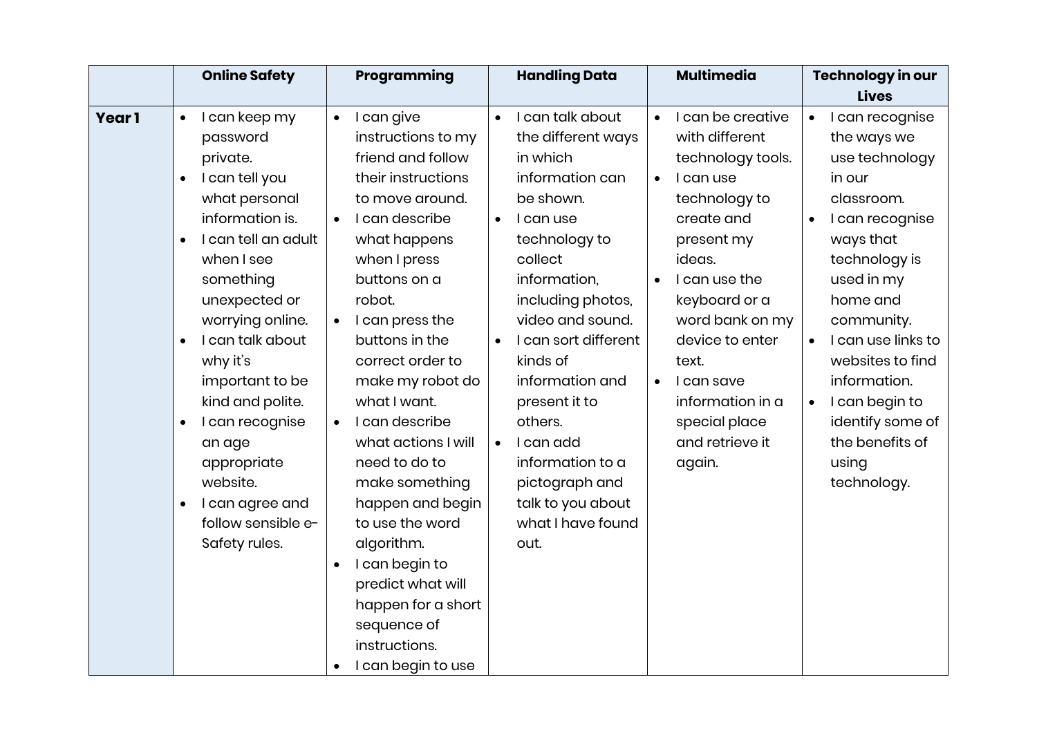| | Online Safety | Programming | Handling Data | Multimedia | Technology in our Lives |
|---|---|---|---|---|---|
| **Year 1** | • I can keep my password private.<br>• I can tell you what personal information is.<br>• I can tell an adult when I see something unexpected or worrying online.<br>• I can talk about why it's important to be kind and polite.<br>• I can recognise an age appropriate website.<br>• I can agree and follow sensible e-Safety rules. | • I can give instructions to my friend and follow their instructions to move around.<br>• I can describe what happens when I press buttons on a robot.<br>• I can press the buttons in the correct order to make my robot do what I want.<br>• I can describe what actions I will need to do to make something happen and begin to use the word algorithm.<br>• I can begin to predict what will happen for a short sequence of instructions.<br>• I can begin to use | • I can talk about the different ways in which information can be shown.<br>• I can use technology to collect information, including photos, video and sound.<br>• I can sort different kinds of information and present it to others.<br>• I can add information to a pictograph and talk to you about what I have found out. | • I can be creative with different technology tools.<br>• I can use technology to create and present my ideas.<br>• I can use the keyboard or a word bank on my device to enter text.<br>• I can save information in a special place and retrieve it again. | • I can recognise the ways we use technology in our classroom.<br>• I can recognise ways that technology is used in my home and community.<br>• I can use links to websites to find information.<br>• I can begin to identify some of the benefits of using technology. |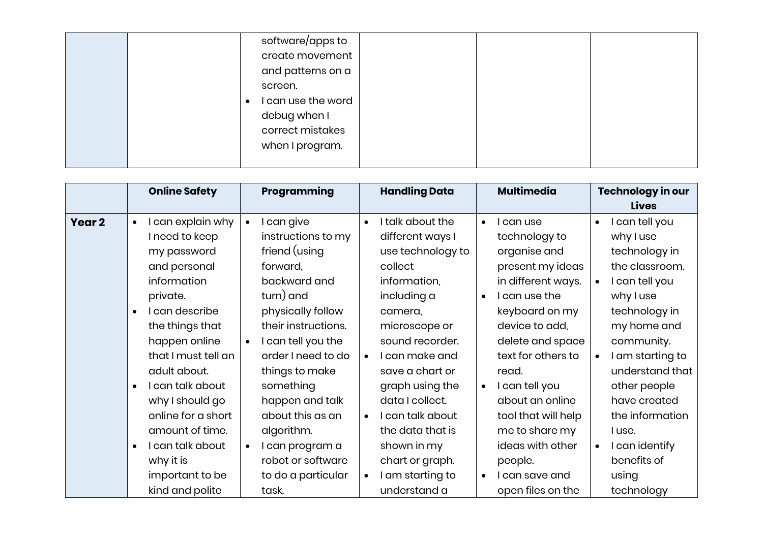| | | | | | |
|---|---|---|---|---|---|
| | | software/apps to create movement and patterns on a screen.<br>• I can use the word debug when I correct mistakes when I program. | | | |

| | Online Safety | Programming | Handling Data | Multimedia | Technology in our Lives |
|---|---|---|---|---|---|
| **Year 2** | • I can explain why I need to keep my password and personal information private.<br>• I can describe the things that happen online that I must tell an adult about.<br>• I can talk about why I should go online for a short amount of time.<br>• I can talk about why it is important to be kind and polite | • I can give instructions to my friend (using forward, backward and turn) and physically follow their instructions.<br>• I can tell you the order I need to do things to make something happen and talk about this as an algorithm.<br>• I can program a robot or software to do a particular task. | • I talk about the different ways I use technology to collect information, including a camera, microscope or sound recorder.<br>• I can make and save a chart or graph using the data I collect.<br>• I can talk about the data that is shown in my chart or graph.<br>• I am starting to understand a | • I can use technology to organise and present my ideas in different ways.<br>• I can use the keyboard on my device to add, delete and space text for others to read.<br>• I can tell you about an online tool that will help me to share my ideas with other people.<br>• I can save and open files on the | • I can tell you why I use technology in the classroom.<br>• I can tell you why I use technology in my home and community.<br>• I am starting to understand that other people have created the information I use.<br>• I can identify benefits of using technology |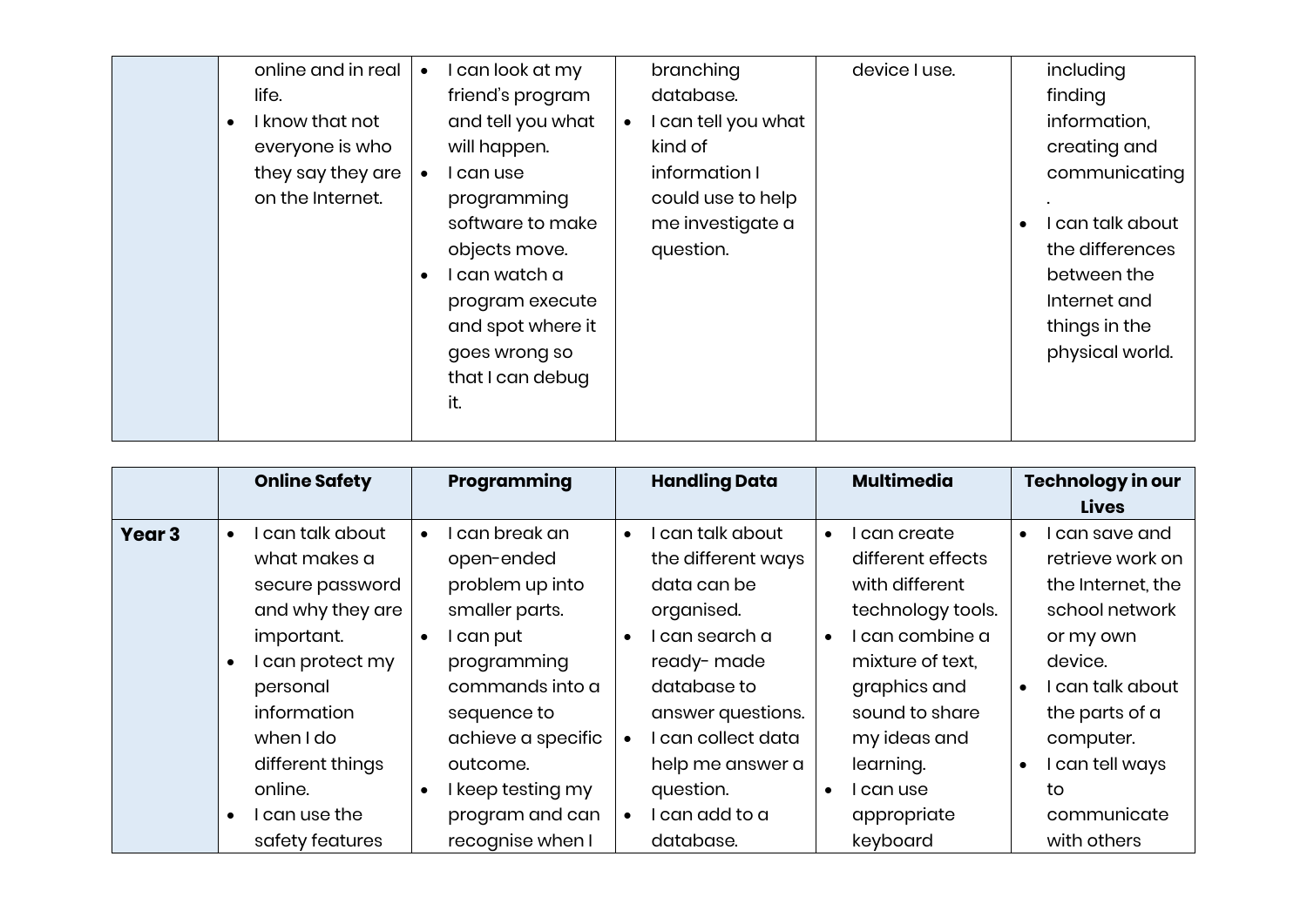| | | | | | |
|---|---|---|---|---|---|
| | online and in real life.<br>• I know that not everyone is who they say they are on the Internet. | • I can look at my friend's program and tell you what will happen.<br>• I can use programming software to make objects move.<br>• I can watch a program execute and spot where it goes wrong so that I can debug it. | branching database.<br>• I can tell you what kind of information I could use to help me investigate a question. | device I use. | including finding information, creating and communicating.<br>• I can talk about the differences between the Internet and things in the physical world. |

| | Online Safety | Programming | Handling Data | Multimedia | Technology in our Lives |
|---|---|---|---|---|---|
| **Year 3** | • I can talk about what makes a secure password and why they are important.<br>• I can protect my personal information when I do different things online.<br>• I can use the safety features | • I can break an open-ended problem up into smaller parts.<br>• I can put programming commands into a sequence to achieve a specific outcome.<br>• I keep testing my program and can recognise when I | • I can talk about the different ways data can be organised.<br>• I can search a ready- made database to answer questions.<br>• I can collect data help me answer a question.<br>• I can add to a database. | • I can create different effects with different technology tools.<br>• I can combine a mixture of text, graphics and sound to share my ideas and learning.<br>• I can use appropriate keyboard | • I can save and retrieve work on the Internet, the school network or my own device.<br>• I can talk about the parts of a computer.<br>• I can tell ways to communicate with others |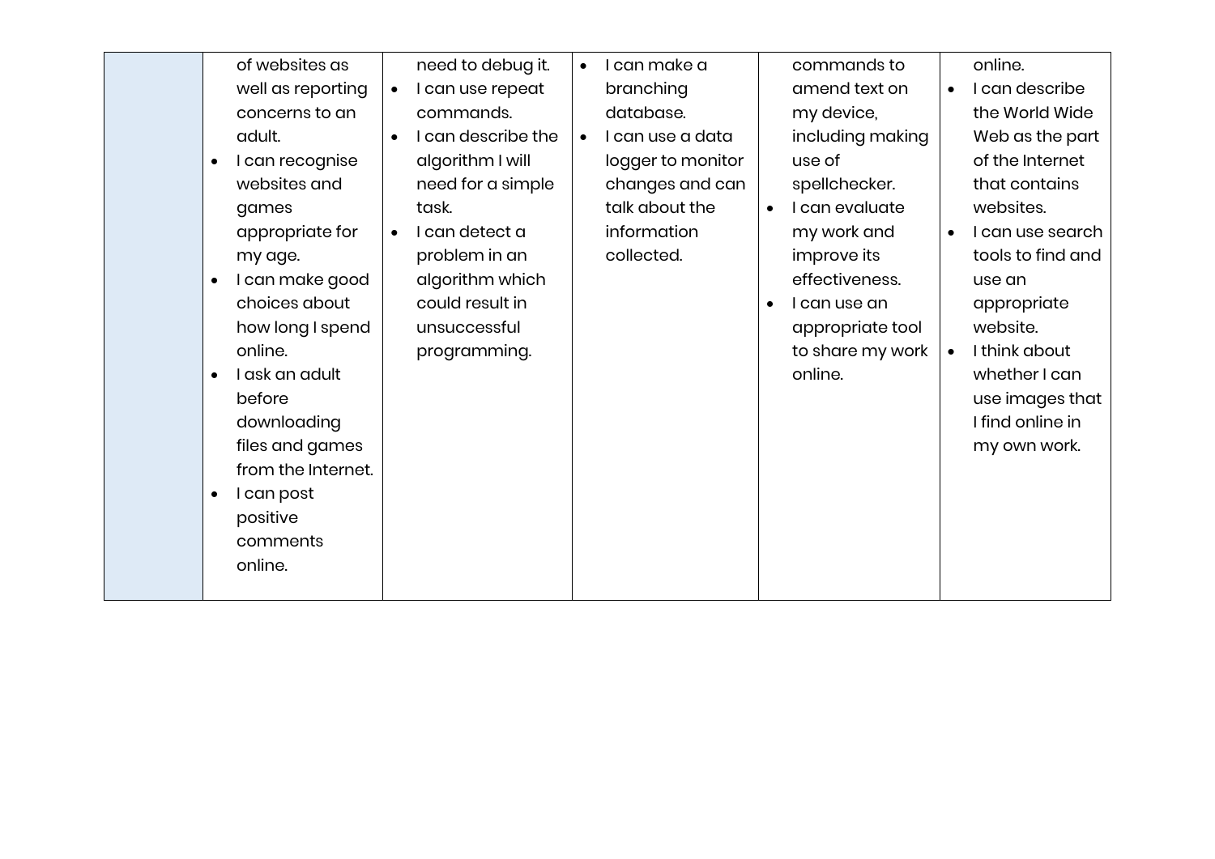| | | | | | |
|---|---|---|---|---|---|
| | of websites as well as reporting concerns to an adult.<br>• I can recognise websites and games appropriate for my age.<br>• I can make good choices about how long I spend online.<br>• I ask an adult before downloading files and games from the Internet.<br>• I can post positive comments online. | need to debug it.<br>• I can use repeat commands.<br>• I can describe the algorithm I will need for a simple task.<br>• I can detect a problem in an algorithm which could result in unsuccessful programming. | • I can make a branching database.<br>• I can use a data logger to monitor changes and can talk about the information collected. | commands to amend text on my device, including making use of spellchecker.<br>• I can evaluate my work and improve its effectiveness.<br>• I can use an appropriate tool to share my work online. | online.<br>• I can describe the World Wide Web as the part of the Internet that contains websites.<br>• I can use search tools to find and use an appropriate website.<br>• I think about whether I can use images that I find online in my own work. |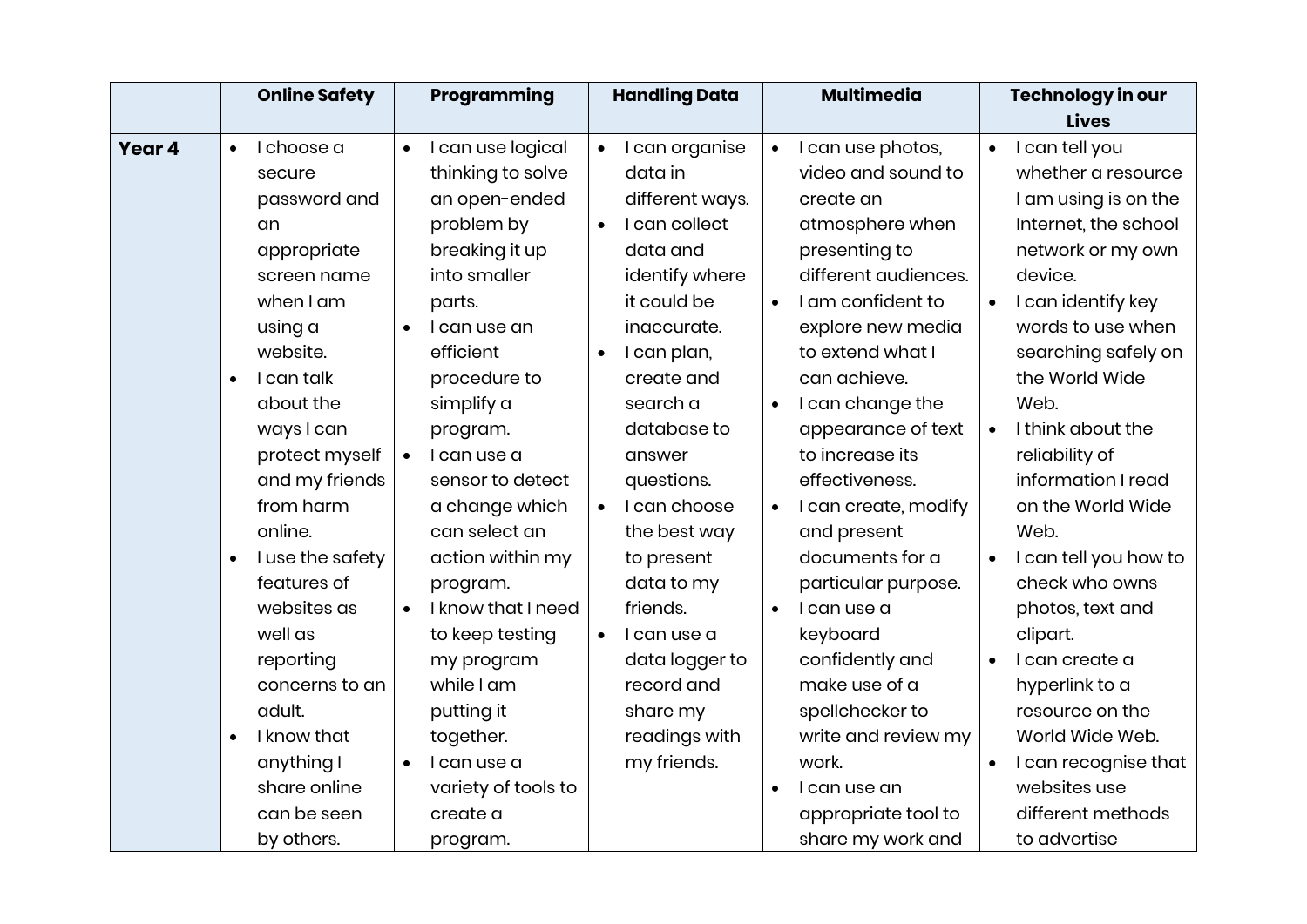| | Online Safety | Programming | Handling Data | Multimedia | Technology in our Lives |
|---|---|---|---|---|---|
| **Year 4** | • I choose a secure password and an appropriate screen name when I am using a website.<br>• I can talk about the ways I can protect myself and my friends from harm online.<br>• I use the safety features of websites as well as reporting concerns to an adult.<br>• I know that anything I share online can be seen by others. | • I can use logical thinking to solve an open-ended problem by breaking it up into smaller parts.<br>• I can use an efficient procedure to simplify a program.<br>• I can use a sensor to detect a change which can select an action within my program.<br>• I know that I need to keep testing my program while I am putting it together.<br>• I can use a variety of tools to create a program. | • I can organise data in different ways.<br>• I can collect data and identify where it could be inaccurate.<br>• I can plan, create and search a database to answer questions.<br>• I can choose the best way to present data to my friends.<br>• I can use a data logger to record and share my readings with my friends. | • I can use photos, video and sound to create an atmosphere when presenting to different audiences.<br>• I am confident to explore new media to extend what I can achieve.<br>• I can change the appearance of text to increase its effectiveness.<br>• I can create, modify and present documents for a particular purpose.<br>• I can use a keyboard confidently and make use of a spellchecker to write and review my work.<br>• I can use an appropriate tool to share my work and | • I can tell you whether a resource I am using is on the Internet, the school network or my own device.<br>• I can identify key words to use when searching safely on the World Wide Web.<br>• I think about the reliability of information I read on the World Wide Web.<br>• I can tell you how to check who owns photos, text and clipart.<br>• I can create a hyperlink to a resource on the World Wide Web.<br>• I can recognise that websites use different methods to advertise |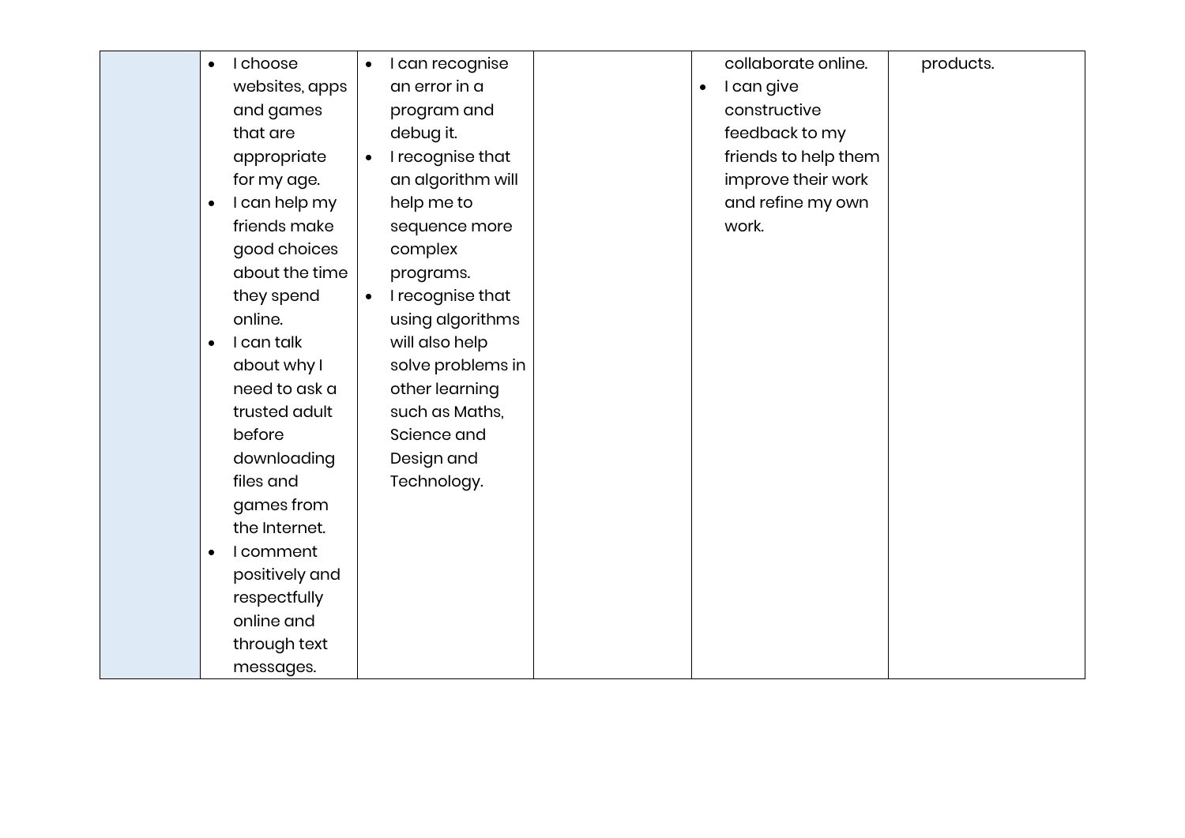| | | | | | |
|---|---|---|---|---|---|
| | • I choose websites, apps and games that are appropriate for my age.<br>• I can help my friends make good choices about the time they spend online.<br>• I can talk about why I need to ask a trusted adult before downloading files and games from the Internet.<br>• I comment positively and respectfully online and through text messages. | • I can recognise an error in a program and debug it.<br>• I recognise that an algorithm will help me to sequence more complex programs.<br>• I recognise that using algorithms will also help solve problems in other learning such as Maths, Science and Design and Technology. | | collaborate online.<br>• I can give constructive feedback to my friends to help them improve their work and refine my own work. | products. |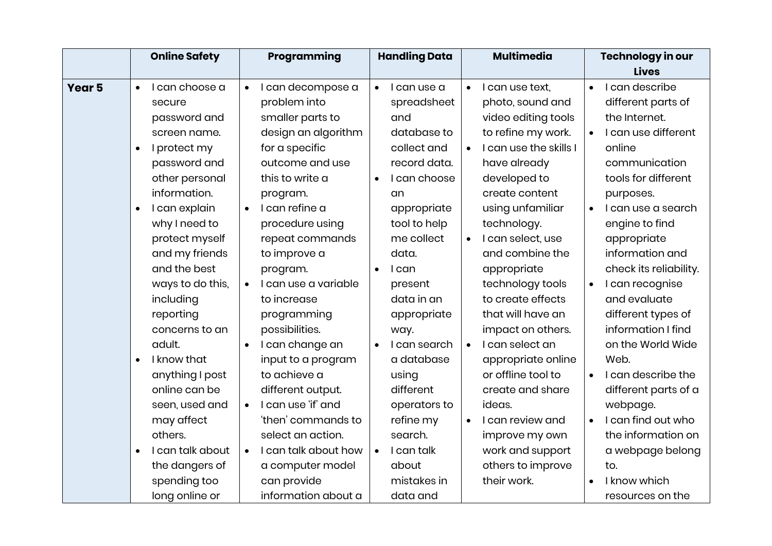| | Online Safety | Programming | Handling Data | Multimedia | Technology in our Lives |
|---|---|---|---|---|---|
| **Year 5** | • I can choose a secure password and screen name.<br>• I protect my password and other personal information.<br>• I can explain why I need to protect myself and my friends and the best ways to do this, including reporting concerns to an adult.<br>• I know that anything I post online can be seen, used and may affect others.<br>• I can talk about the dangers of spending too long online or | • I can decompose a problem into smaller parts to design an algorithm for a specific outcome and use this to write a program.<br>• I can refine a procedure using repeat commands to improve a program.<br>• I can use a variable to increase programming possibilities.<br>• I can change an input to a program to achieve a different output.<br>• I can use 'if' and 'then' commands to select an action.<br>• I can talk about how a computer model can provide information about a | • I can use a spreadsheet and database to collect and record data.<br>• I can choose an appropriate tool to help me collect data.<br>• I can present data in an appropriate way.<br>• I can search a database using different operators to refine my search.<br>• I can talk about mistakes in data and | • I can use text, photo, sound and video editing tools to refine my work.<br>• I can use the skills I have already developed to create content using unfamiliar technology.<br>• I can select, use and combine the appropriate technology tools to create effects that will have an impact on others.<br>• I can select an appropriate online or offline tool to create and share ideas.<br>• I can review and improve my own work and support others to improve their work. | • I can describe different parts of the Internet.<br>• I can use different online communication tools for different purposes.<br>• I can use a search engine to find appropriate information and check its reliability.<br>• I can recognise and evaluate different types of information I find on the World Wide Web.<br>• I can describe the different parts of a webpage.<br>• I can find out who the information on a webpage belong to.<br>• I know which resources on the |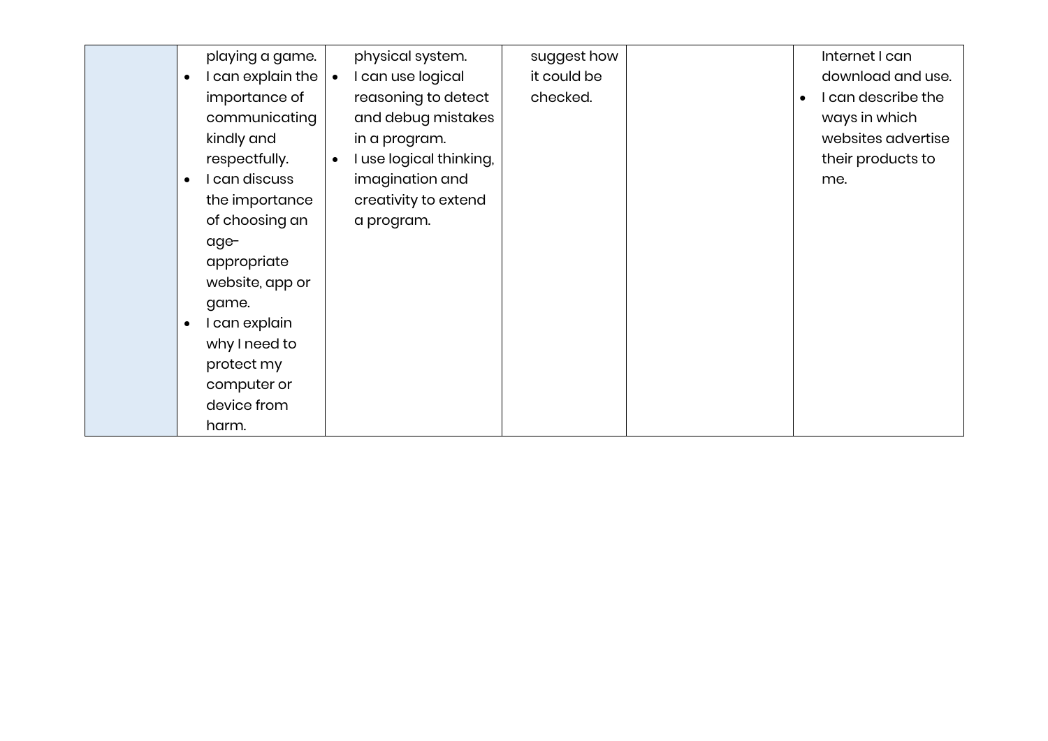| | | | | | |
|---|---|---|---|---|---|
| | playing a game.<br>• I can explain the importance of communicating kindly and respectfully.<br>• I can discuss the importance of choosing an age-appropriate website, app or game.<br>• I can explain why I need to protect my computer or device from harm. | physical system.<br>• I can use logical reasoning to detect and debug mistakes in a program.<br>• I use logical thinking, imagination and creativity to extend a program. | suggest how it could be checked. | | Internet I can download and use.<br>• I can describe the ways in which websites advertise their products to me. |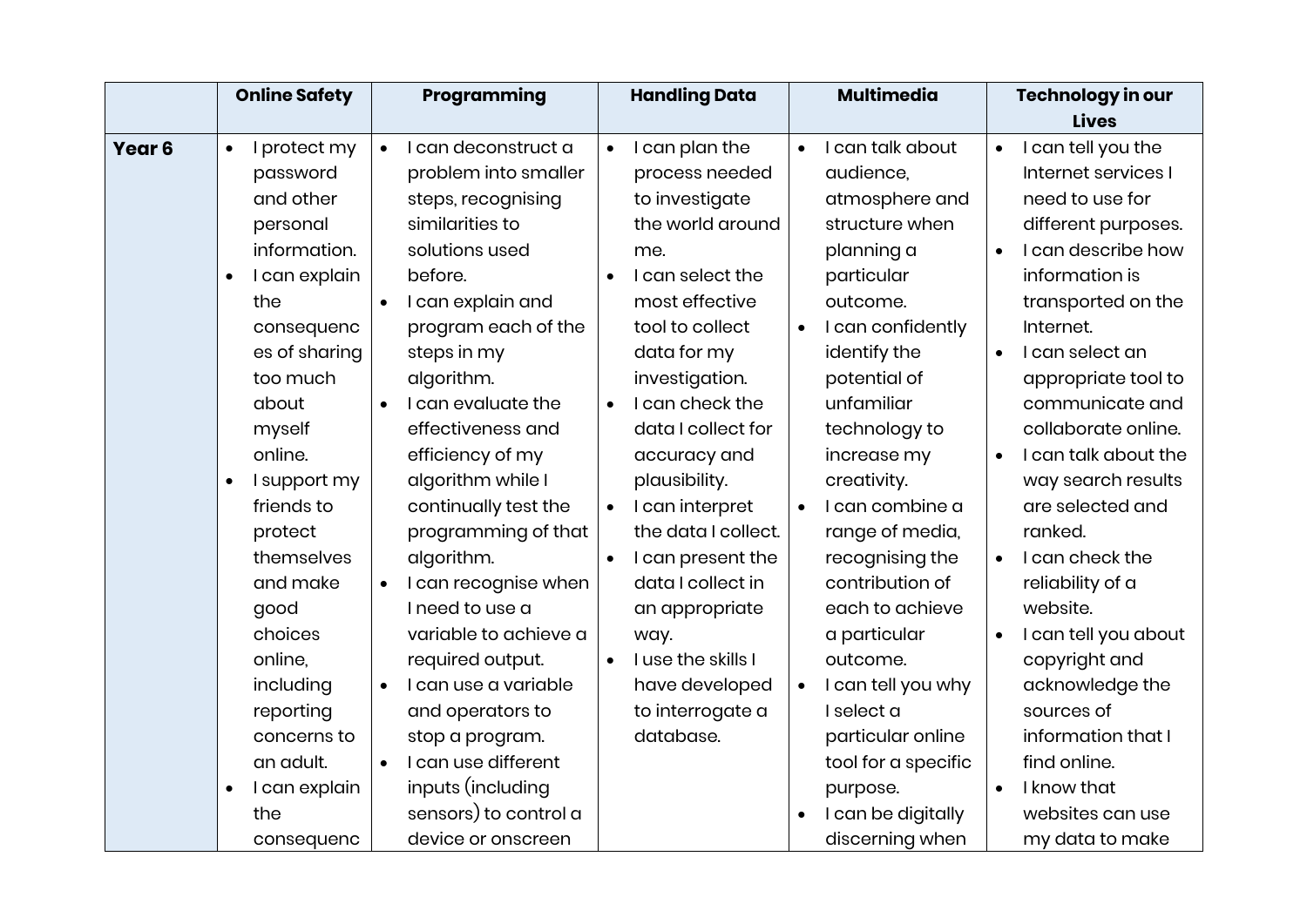| | Online Safety | Programming | Handling Data | Multimedia | Technology in our Lives |
|---|---|---|---|---|---|
| **Year 6** | • I protect my password and other personal information.<br>• I can explain the consequences of sharing too much about myself online.<br>• I support my friends to protect themselves and make good choices online, including reporting concerns to an adult.<br>• I can explain the consequenc | • I can deconstruct a problem into smaller steps, recognising similarities to solutions used before.<br>• I can explain and program each of the steps in my algorithm.<br>• I can evaluate the effectiveness and efficiency of my algorithm while I continually test the programming of that algorithm.<br>• I can recognise when I need to use a variable to achieve a required output.<br>• I can use a variable and operators to stop a program.<br>• I can use different inputs (including sensors) to control a device or onscreen | • I can plan the process needed to investigate the world around me.<br>• I can select the most effective tool to collect data for my investigation.<br>• I can check the data I collect for accuracy and plausibility.<br>• I can interpret the data I collect.<br>• I can present the data I collect in an appropriate way.<br>• I use the skills I have developed to interrogate a database. | • I can talk about audience, atmosphere and structure when planning a particular outcome.<br>• I can confidently identify the potential of unfamiliar technology to increase my creativity.<br>• I can combine a range of media, recognising the contribution of each to achieve a particular outcome.<br>• I can tell you why I select a particular online tool for a specific purpose.<br>• I can be digitally discerning when | • I can tell you the Internet services I need to use for different purposes.<br>• I can describe how information is transported on the Internet.<br>• I can select an appropriate tool to communicate and collaborate online.<br>• I can talk about the way search results are selected and ranked.<br>• I can check the reliability of a website.<br>• I can tell you about copyright and acknowledge the sources of information that I find online.<br>• I know that websites can use my data to make |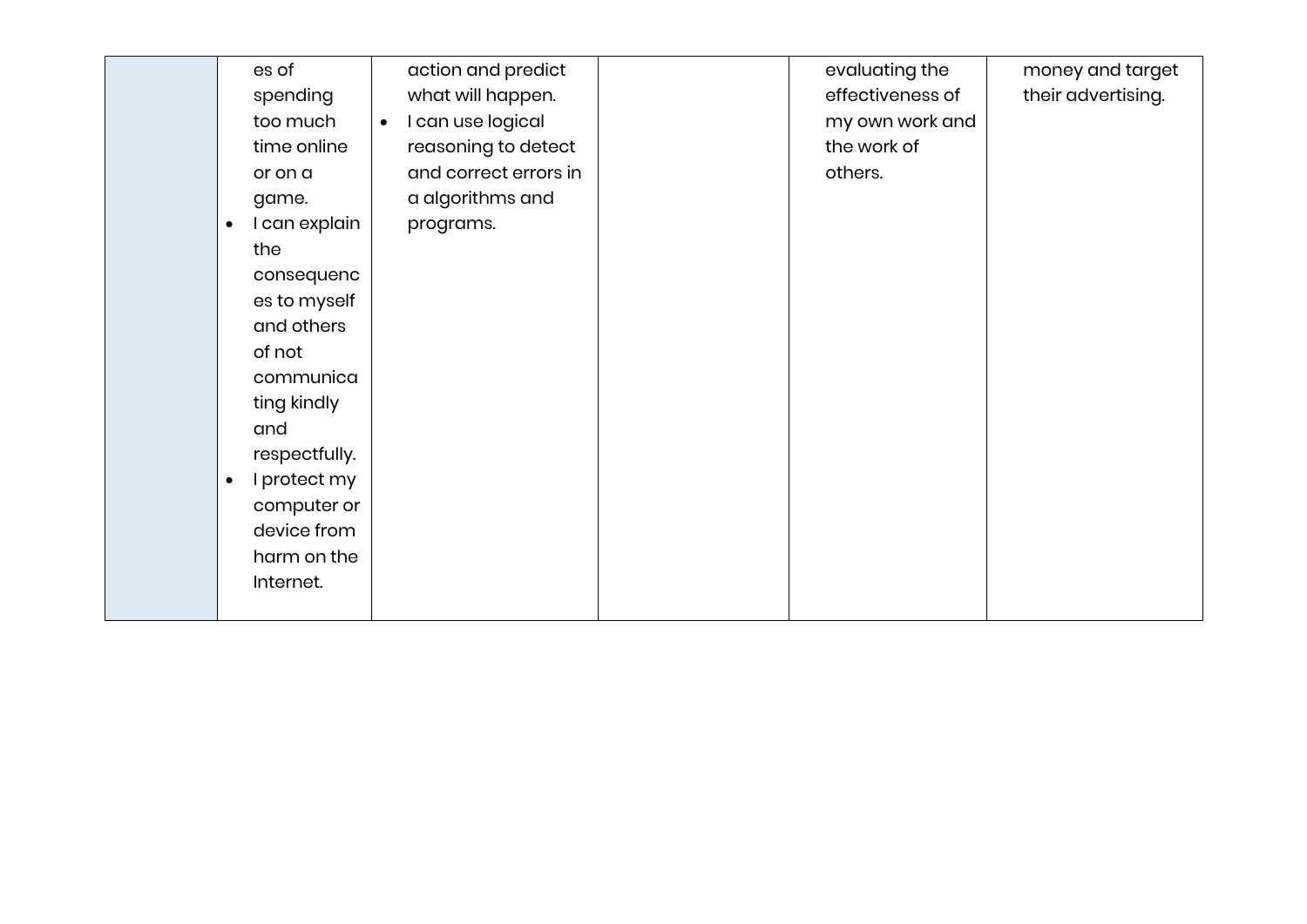| | | | | | |
|---|---|---|---|---|---|
| | es of spending too much time online or on a game.<br>• I can explain the consequences to myself and others of not communicating kindly and respectfully.<br>• I protect my computer or device from harm on the Internet. | action and predict what will happen.<br>• I can use logical reasoning to detect and correct errors in a algorithms and programs. | | evaluating the effectiveness of my own work and the work of others. | money and target their advertising. |